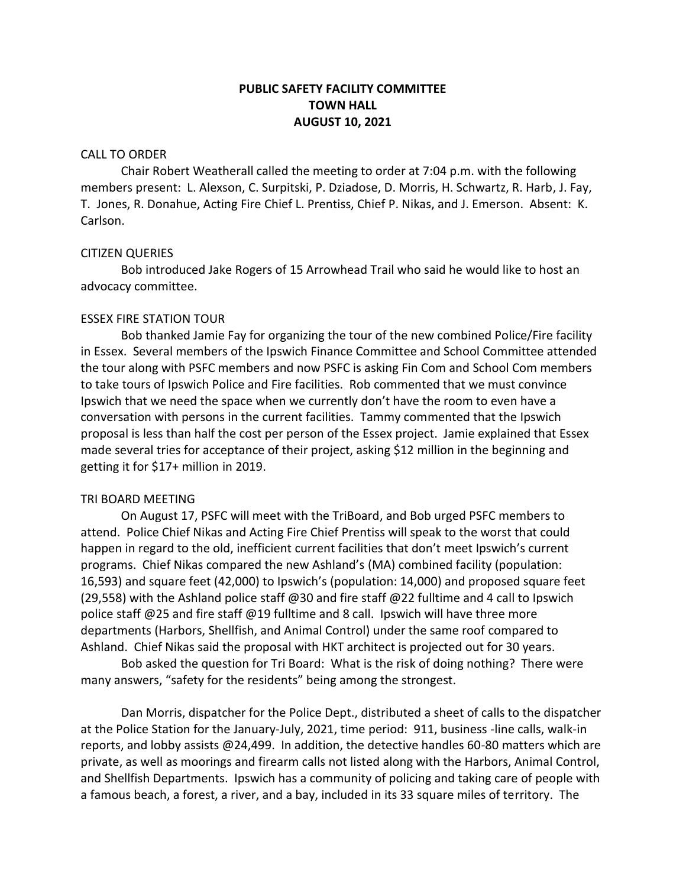# PUBLIC SAFETY FACILITY COMMITTEE
## TOWN HALL
## AUGUST 10, 2021

CALL TO ORDER

Chair Robert Weatherall called the meeting to order at 7:04 p.m. with the following members present: L. Alexson, C. Surpitski, P. Dziadose, D. Morris, H. Schwartz, R. Harb, J. Fay, T. Jones, R. Donahue, Acting Fire Chief L. Prentiss, Chief P. Nikas, and J. Emerson. Absent: K. Carlson.

CITIZEN QUERIES

Bob introduced Jake Rogers of 15 Arrowhead Trail who said he would like to host an advocacy committee.

ESSEX FIRE STATION TOUR

Bob thanked Jamie Fay for organizing the tour of the new combined Police/Fire facility in Essex. Several members of the Ipswich Finance Committee and School Committee attended the tour along with PSFC members and now PSFC is asking Fin Com and School Com members to take tours of Ipswich Police and Fire facilities. Rob commented that we must convince Ipswich that we need the space when we currently don't have the room to even have a conversation with persons in the current facilities. Tammy commented that the Ipswich proposal is less than half the cost per person of the Essex project. Jamie explained that Essex made several tries for acceptance of their project, asking $12 million in the beginning and getting it for $17+ million in 2019.

TRI BOARD MEETING

On August 17, PSFC will meet with the TriBoard, and Bob urged PSFC members to attend. Police Chief Nikas and Acting Fire Chief Prentiss will speak to the worst that could happen in regard to the old, inefficient current facilities that don't meet Ipswich's current programs. Chief Nikas compared the new Ashland's (MA) combined facility (population: 16,593) and square feet (42,000) to Ipswich's (population: 14,000) and proposed square feet (29,558) with the Ashland police staff @30 and fire staff @22 fulltime and 4 call to Ipswich police staff @25 and fire staff @19 fulltime and 8 call. Ipswich will have three more departments (Harbors, Shellfish, and Animal Control) under the same roof compared to Ashland. Chief Nikas said the proposal with HKT architect is projected out for 30 years.

Bob asked the question for Tri Board: What is the risk of doing nothing? There were many answers, "safety for the residents" being among the strongest.

Dan Morris, dispatcher for the Police Dept., distributed a sheet of calls to the dispatcher at the Police Station for the January-July, 2021, time period: 911, business -line calls, walk-in reports, and lobby assists @24,499. In addition, the detective handles 60-80 matters which are private, as well as moorings and firearm calls not listed along with the Harbors, Animal Control, and Shellfish Departments. Ipswich has a community of policing and taking care of people with a famous beach, a forest, a river, and a bay, included in its 33 square miles of territory. The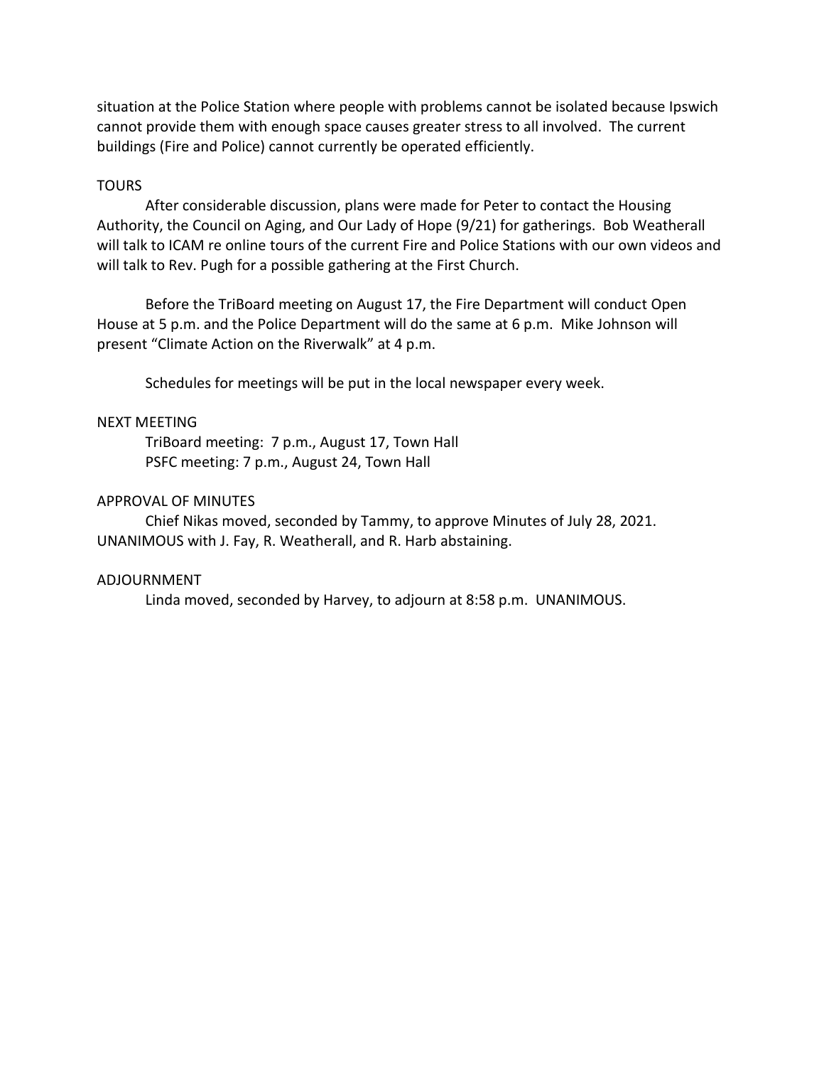situation at the Police Station where people with problems cannot be isolated because Ipswich cannot provide them with enough space causes greater stress to all involved. The current buildings (Fire and Police) cannot currently be operated efficiently.

TOURS

After considerable discussion, plans were made for Peter to contact the Housing Authority, the Council on Aging, and Our Lady of Hope (9/21) for gatherings. Bob Weatherall will talk to ICAM re online tours of the current Fire and Police Stations with our own videos and will talk to Rev. Pugh for a possible gathering at the First Church.

Before the TriBoard meeting on August 17, the Fire Department will conduct Open House at 5 p.m. and the Police Department will do the same at 6 p.m. Mike Johnson will present "Climate Action on the Riverwalk" at 4 p.m.

Schedules for meetings will be put in the local newspaper every week.

NEXT MEETING

TriBoard meeting: 7 p.m., August 17, Town Hall
PSFC meeting: 7 p.m., August 24, Town Hall

APPROVAL OF MINUTES

Chief Nikas moved, seconded by Tammy, to approve Minutes of July 28, 2021. UNANIMOUS with J. Fay, R. Weatherall, and R. Harb abstaining.

ADJOURNMENT

Linda moved, seconded by Harvey, to adjourn at 8:58 p.m. UNANIMOUS.